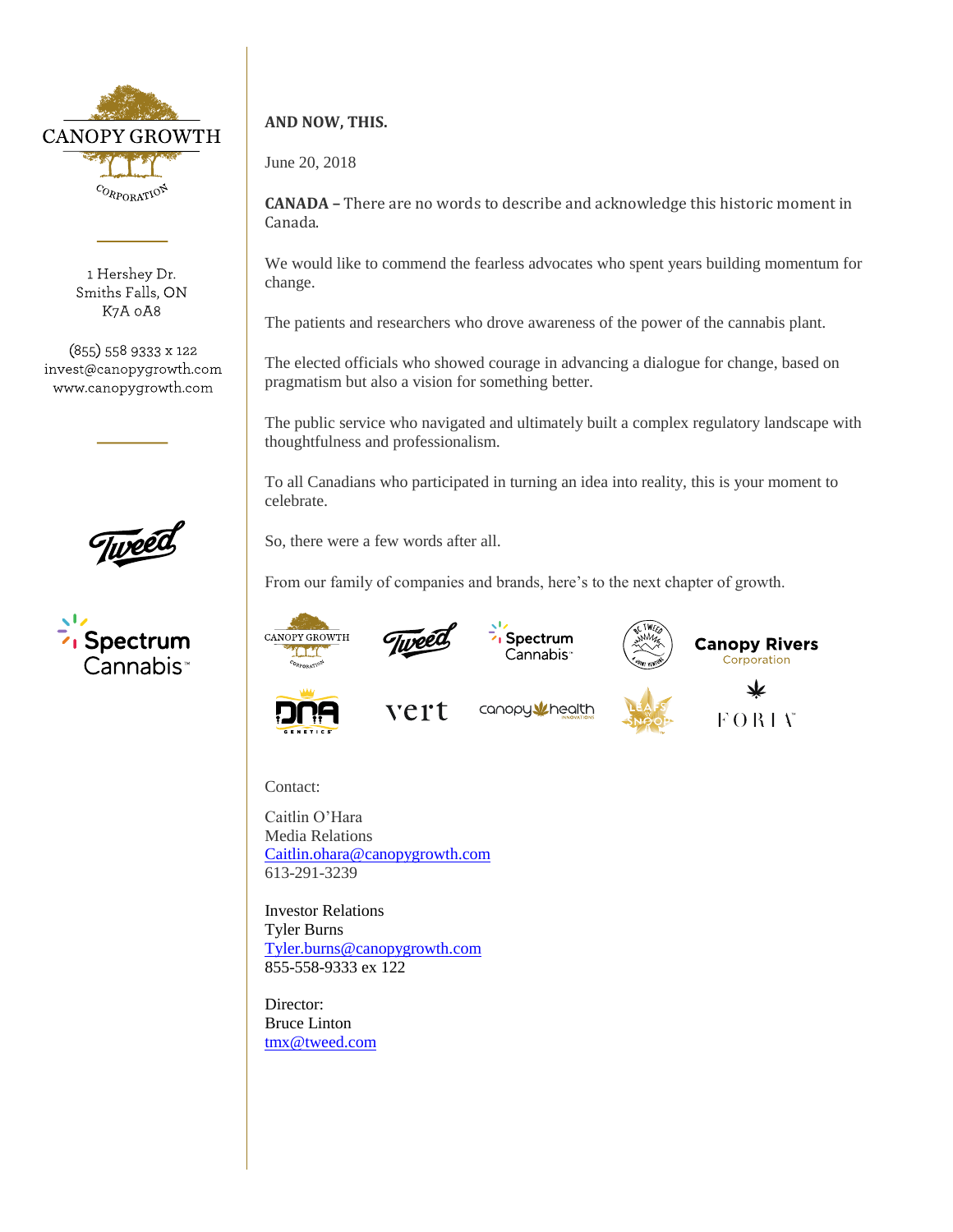CANOPY GROWTH CORPORATION

1 Hershey Dr.
Smiths Falls, ON
K7A 0A8

(855) 558 9333 x 122
invest@canopygrowth.com
www.canopygrowth.com

**AND NOW, THIS.**

June 20, 2018

**CANADA –** There are no words to describe and acknowledge this historic moment in Canada.

We would like to commend the fearless advocates who spent years building momentum for change.

The patients and researchers who drove awareness of the power of the cannabis plant.

The elected officials who showed courage in advancing a dialogue for change, based on pragmatism but also a vision for something better.

The public service who navigated and ultimately built a complex regulatory landscape with thoughtfulness and professionalism.

To all Canadians who participated in turning an idea into reality, this is your moment to celebrate.

So, there were a few words after all.

From our family of companies and brands, here's to the next chapter of growth.

Contact:

Caitlin O'Hara
Media Relations
Caitlin.ohara@canopygrowth.com
613-291-3239

Investor Relations
Tyler Burns
Tyler.burns@canopygrowth.com
855-558-9333 ex 122

Director:
Bruce Linton
tmx@tweed.com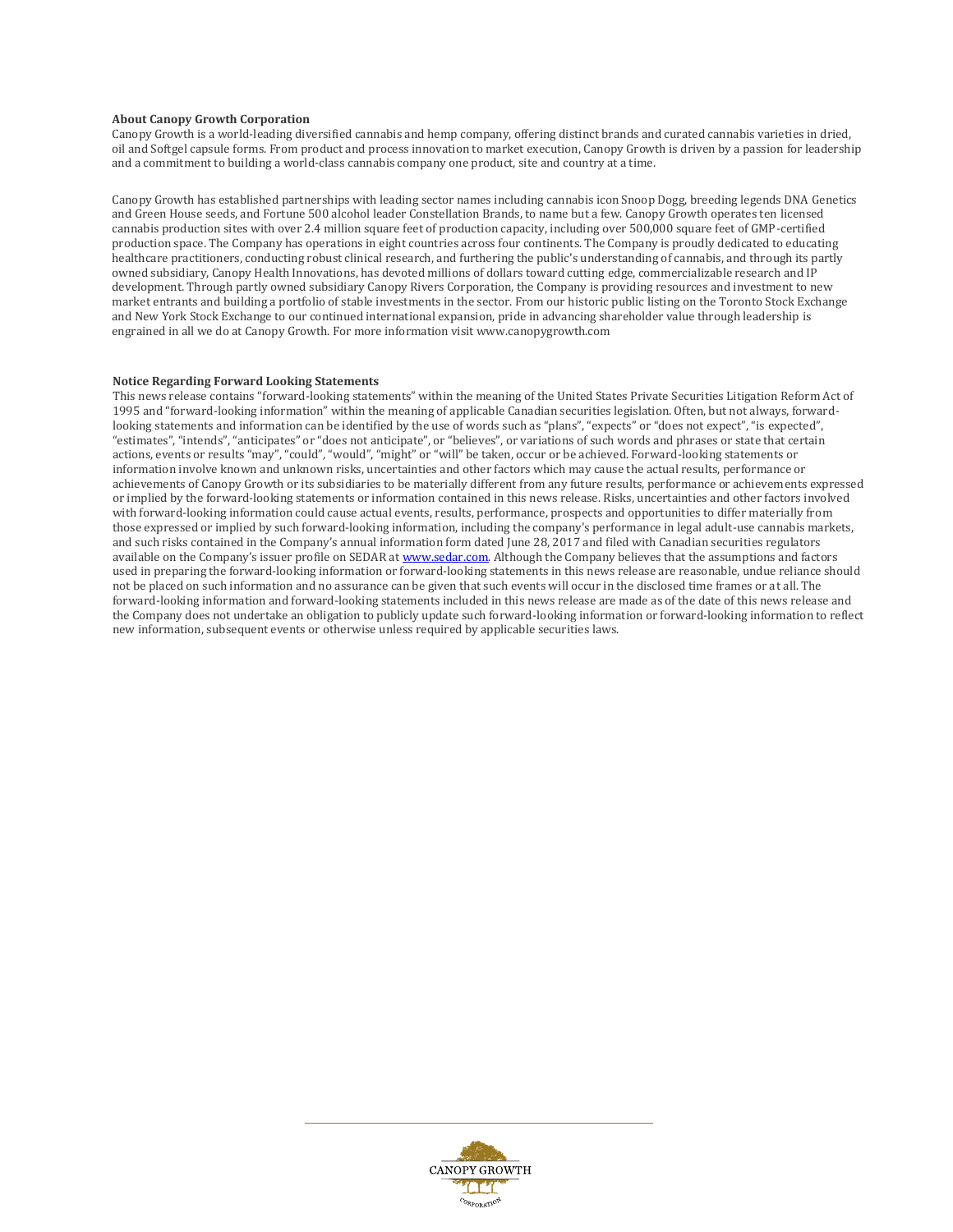**About Canopy Growth Corporation**

Canopy Growth is a world-leading diversified cannabis and hemp company, offering distinct brands and curated cannabis varieties in dried, oil and Softgel capsule forms. From product and process innovation to market execution, Canopy Growth is driven by a passion for leadership and a commitment to building a world-class cannabis company one product, site and country at a time.

Canopy Growth has established partnerships with leading sector names including cannabis icon Snoop Dogg, breeding legends DNA Genetics and Green House seeds, and Fortune 500 alcohol leader Constellation Brands, to name but a few. Canopy Growth operates ten licensed cannabis production sites with over 2.4 million square feet of production capacity, including over 500,000 square feet of GMP-certified production space. The Company has operations in eight countries across four continents. The Company is proudly dedicated to educating healthcare practitioners, conducting robust clinical research, and furthering the public's understanding of cannabis, and through its partly owned subsidiary, Canopy Health Innovations, has devoted millions of dollars toward cutting edge, commercializable research and IP development. Through partly owned subsidiary Canopy Rivers Corporation, the Company is providing resources and investment to new market entrants and building a portfolio of stable investments in the sector. From our historic public listing on the Toronto Stock Exchange and New York Stock Exchange to our continued international expansion, pride in advancing shareholder value through leadership is engrained in all we do at Canopy Growth. For more information visit www.canopygrowth.com

**Notice Regarding Forward Looking Statements**

This news release contains "forward-looking statements" within the meaning of the United States Private Securities Litigation Reform Act of 1995 and "forward-looking information" within the meaning of applicable Canadian securities legislation. Often, but not always, forward-looking statements and information can be identified by the use of words such as "plans", "expects" or "does not expect", "is expected", "estimates", "intends", "anticipates" or "does not anticipate", or "believes", or variations of such words and phrases or state that certain actions, events or results "may", "could", "would", "might" or "will" be taken, occur or be achieved. Forward-looking statements or information involve known and unknown risks, uncertainties and other factors which may cause the actual results, performance or achievements of Canopy Growth or its subsidiaries to be materially different from any future results, performance or achievements expressed or implied by the forward-looking statements or information contained in this news release. Risks, uncertainties and other factors involved with forward-looking information could cause actual events, results, performance, prospects and opportunities to differ materially from those expressed or implied by such forward-looking information, including the company's performance in legal adult-use cannabis markets, and such risks contained in the Company's annual information form dated June 28, 2017 and filed with Canadian securities regulators available on the Company's issuer profile on SEDAR at www.sedar.com. Although the Company believes that the assumptions and factors used in preparing the forward-looking information or forward-looking statements in this news release are reasonable, undue reliance should not be placed on such information and no assurance can be given that such events will occur in the disclosed time frames or at all. The forward-looking information and forward-looking statements included in this news release are made as of the date of this news release and the Company does not undertake an obligation to publicly update such forward-looking information or forward-looking information to reflect new information, subsequent events or otherwise unless required by applicable securities laws.